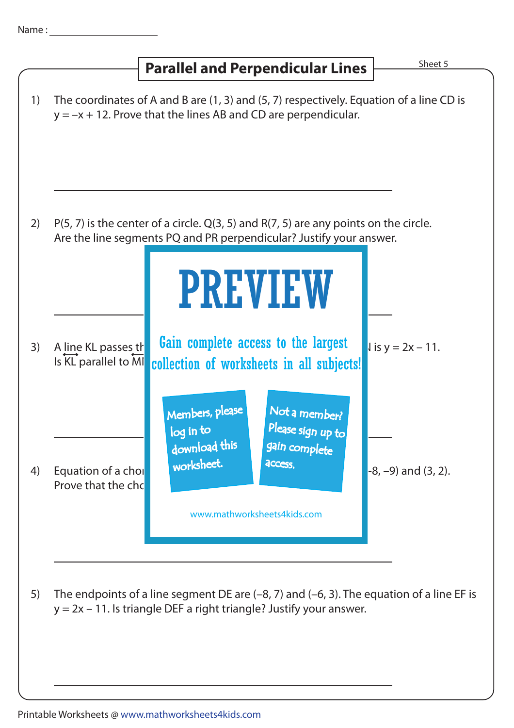Name : ____________________

# Parallel and Perpendicular Lines

Sheet 5

1) The coordinates of A and B are (1, 3) and (5, 7) respectively. Equation of a line CD is $y = -x + 12$. Prove that the lines AB and CD are perpendicular.

2) P(5, 7) is the center of a circle. Q(3, 5) and R(7, 5) are any points on the circle. Are the line segments PQ and PR perpendicular? Justify your answer.

PREVIEW

Gain complete access to the largest collection of worksheets in all subjects!

Members, please log in to download this worksheet.

Not a member? Please sign up to gain complete access.

www.mathworksheets4kids.com

3) A line KL passes th... is $y = 2x - 11$. Is $\overleftrightarrow{KL}$ parallel to $\overleftrightarrow{MN}$...

4) Equation of a chor... $-8, -9$) and (3, 2). Prove that the cho...

5) The endpoints of a line segment DE are $(-8, 7)$ and $(-6, 3)$. The equation of a line EF is $y = 2x - 11$. Is triangle DEF a right triangle? Justify your answer.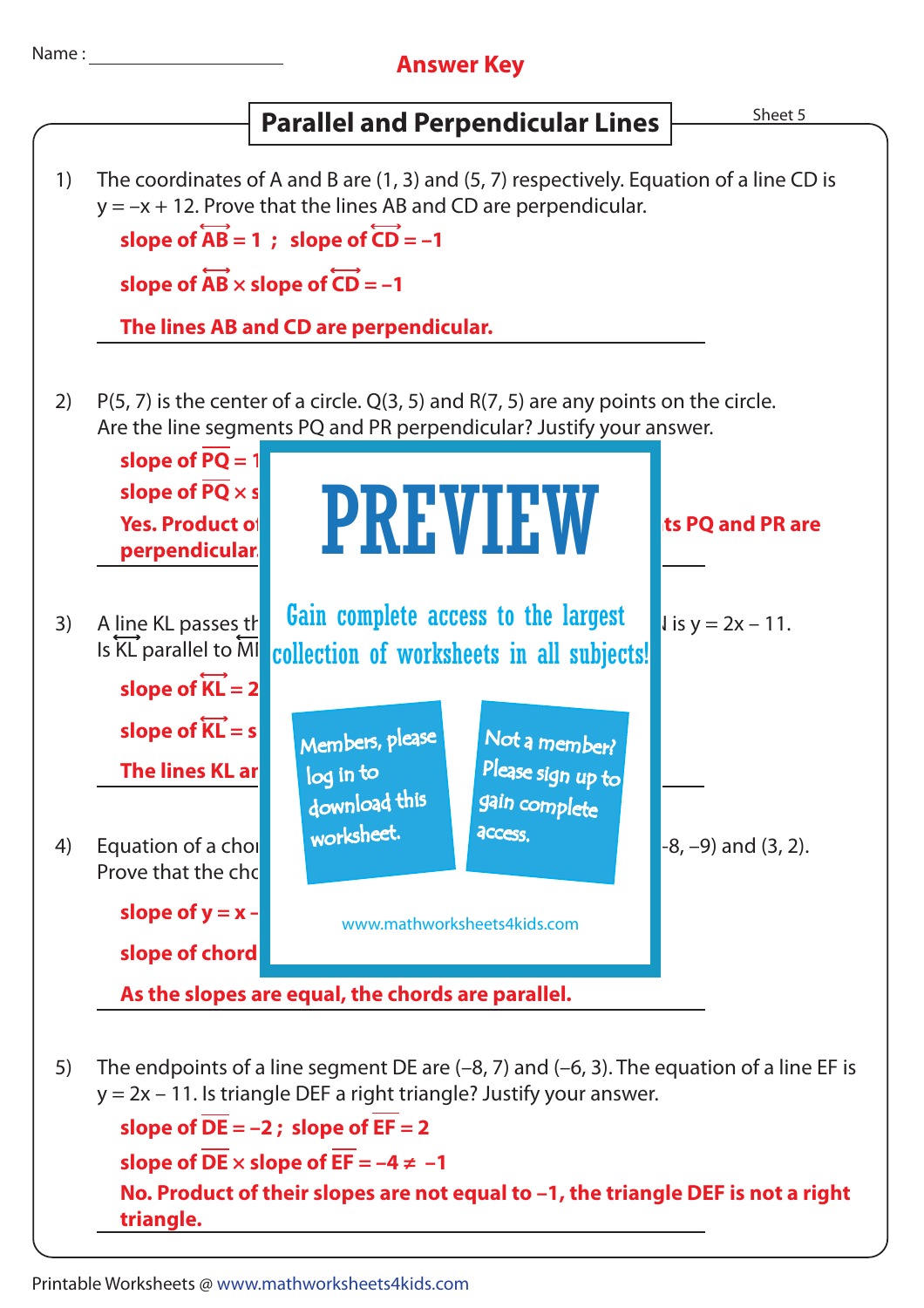Name : ____________________

**Answer Key**

# Parallel and Perpendicular Lines

Sheet 5

1) The coordinates of A and B are (1, 3) and (5, 7) respectively. Equation of a line CD is $y = -x + 12$. Prove that the lines AB and CD are perpendicular.

**slope of $\overleftrightarrow{AB} = 1$ ; slope of $\overleftrightarrow{CD} = -1$**

**slope of $\overleftrightarrow{AB} \times$ slope of $\overleftrightarrow{CD} = -1$**

**The lines AB and CD are perpendicular.**

2) P(5, 7) is the center of a circle. Q(3, 5) and R(7, 5) are any points on the circle. Are the line segments PQ and PR perpendicular? Justify your answer.

**slope of $\overline{PQ}$ = 1**

**slope of $\overline{PQ} \times$ s**

**Yes. Product o ts PQ and PR are perpendicular.**

PREVIEW

Gain complete access to the largest collection of worksheets in all subjects!

Members, please log in to download this worksheet.

Not a member? Please sign up to gain complete access.

www.mathworksheets4kids.com

3) A line KL passes th is $y = 2x - 11$. Is $\overleftrightarrow{KL}$ parallel to $\overleftrightarrow{MN}$

**slope of $\overleftrightarrow{KL}$ = 2**

**slope of $\overleftrightarrow{KL}$ = s**

**The lines KL ar**

4) Equation of a chor -8, -9) and (3, 2). Prove that the cho

**slope of y = x -**

**slope of chord**

**As the slopes are equal, the chords are parallel.**

5) The endpoints of a line segment DE are (–8, 7) and (–6, 3). The equation of a line EF is $y = 2x - 11$. Is triangle DEF a right triangle? Justify your answer.

**slope of $\overline{DE} = -2$ ; slope of $\overline{EF} = 2$**

**slope of $\overline{DE} \times$ slope of $\overline{EF} = -4 \neq -1$**

**No. Product of their slopes are not equal to –1, the triangle DEF is not a right triangle.**

Printable Worksheets @ www.mathworksheets4kids.com